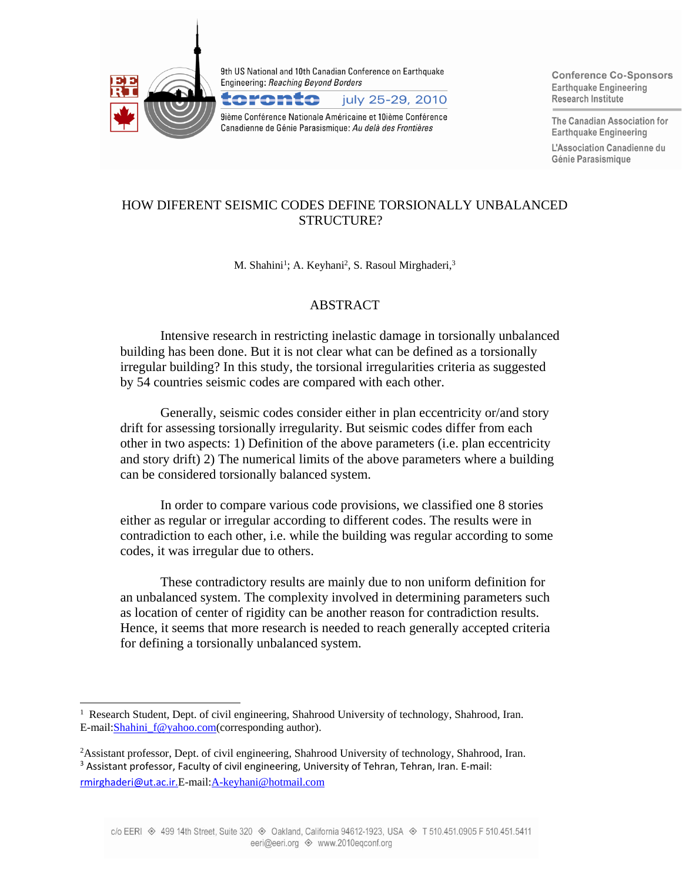# HOW DIFERENT SEISMIC CODES DEFINE TORSIONALLY UNBALANCED STRUCTURE?

M. Shahini[1]; A. Keyhani[2], S. Rasoul Mirghaderi,[3]

## ABSTRACT

Intensive research in restricting inelastic damage in torsionally unbalanced building has been done. But it is not clear what can be defined as a torsionally irregular building? In this study, the torsional irregularities criteria as suggested by 54 countries seismic codes are compared with each other.

Generally, seismic codes consider either in plan eccentricity or/and story drift for assessing torsionally irregularity. But seismic codes differ from each other in two aspects: 1) Definition of the above parameters (i.e. plan eccentricity and story drift) 2) The numerical limits of the above parameters where a building can be considered torsionally balanced system.

In order to compare various code provisions, we classified one 8 stories either as regular or irregular according to different codes. The results were in contradiction to each other, i.e. while the building was regular according to some codes, it was irregular due to others.

These contradictory results are mainly due to non uniform definition for an unbalanced system. The complexity involved in determining parameters such as location of center of rigidity can be another reason for contradiction results. Hence, it seems that more research is needed to reach generally accepted criteria for defining a torsionally unbalanced system.

---

[1] Research Student, Dept. of civil engineering, Shahrood University of technology, Shahrood, Iran. E-mail:Shahini_f@yahoo.com(corresponding author).

[2]Assistant professor, Dept. of civil engineering, Shahrood University of technology, Shahrood, Iran.
[3] Assistant professor, Faculty of civil engineering, University of Tehran, Tehran, Iran. E-mail: rmirghaderi@ut.ac.ir.E-mail:A-keyhani@hotmail.com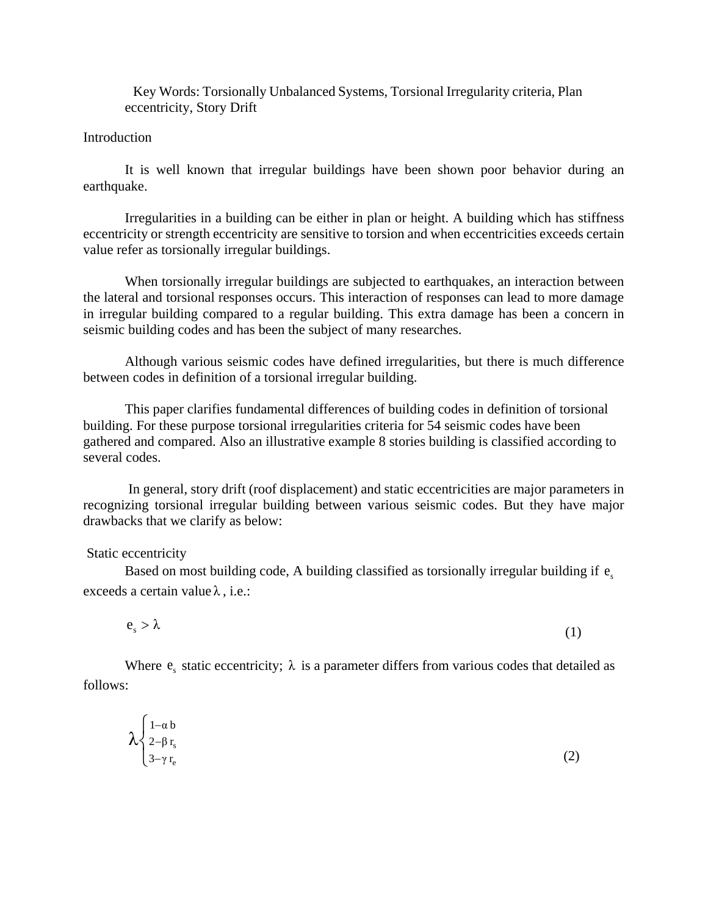Key Words: Torsionally Unbalanced Systems, Torsional Irregularity criteria, Plan eccentricity, Story Drift

## Introduction

It is well known that irregular buildings have been shown poor behavior during an earthquake.

Irregularities in a building can be either in plan or height. A building which has stiffness eccentricity or strength eccentricity are sensitive to torsion and when eccentricities exceeds certain value refer as torsionally irregular buildings.

When torsionally irregular buildings are subjected to earthquakes, an interaction between the lateral and torsional responses occurs. This interaction of responses can lead to more damage in irregular building compared to a regular building. This extra damage has been a concern in seismic building codes and has been the subject of many researches.

Although various seismic codes have defined irregularities, but there is much difference between codes in definition of a torsional irregular building.

This paper clarifies fundamental differences of building codes in definition of torsional building. For these purpose torsional irregularities criteria for 54 seismic codes have been gathered and compared. Also an illustrative example 8 stories building is classified according to several codes.

In general, story drift (roof displacement) and static eccentricities are major parameters in recognizing torsional irregular building between various seismic codes. But they have major drawbacks that we clarify as below:

### Static eccentricity

Based on most building code, A building classified as torsionally irregular building if $e_s$ exceeds a certain value $\lambda$, i.e.:

$$e_s > \lambda \tag{1}$$

Where $e_s$ static eccentricity; $\lambda$ is a parameter differs from various codes that detailed as follows:

$$\lambda \begin{cases} 1-\alpha\, b \\ 2-\beta\, r_s \\ 3-\gamma\, r_e \end{cases} \tag{2}$$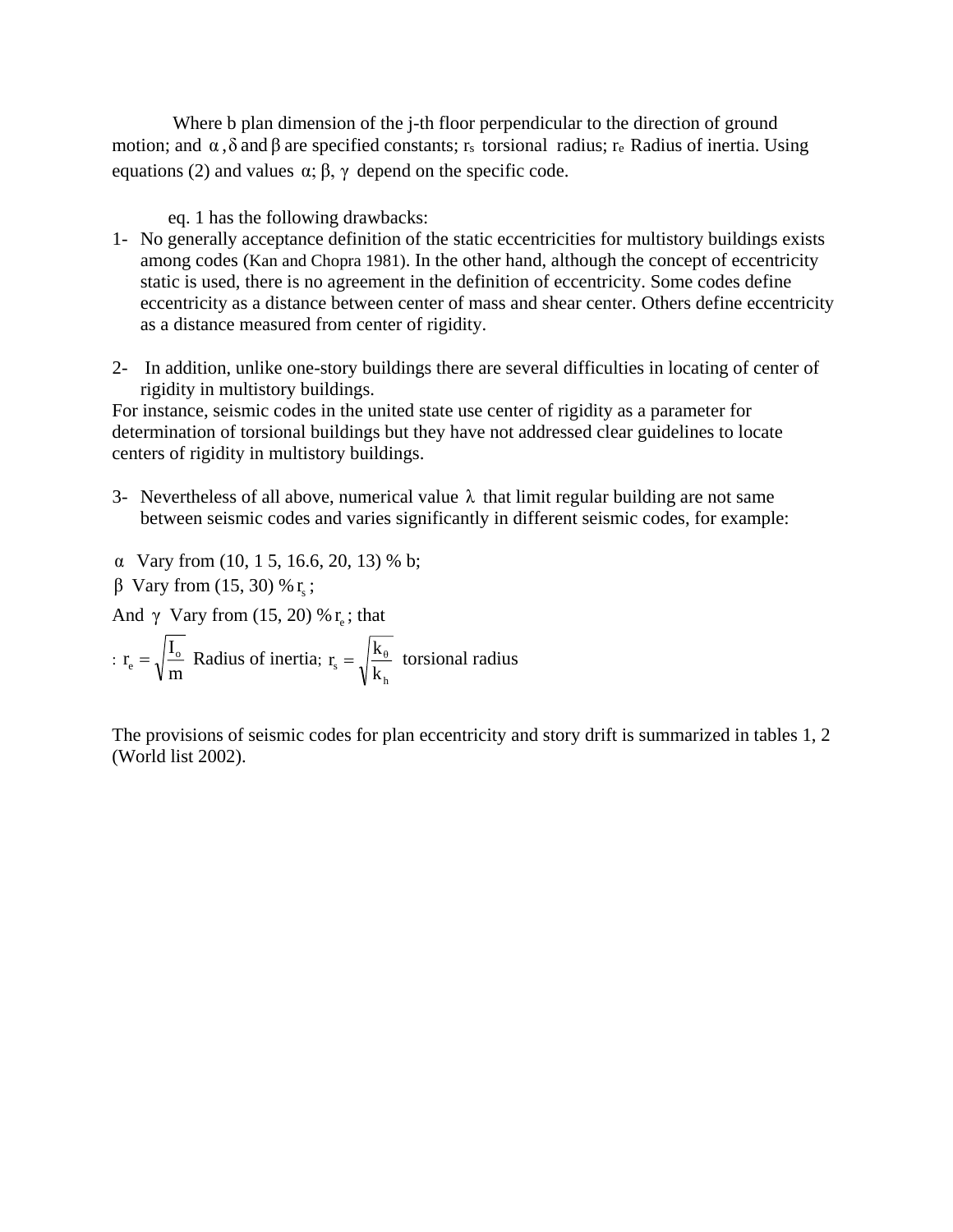Where b plan dimension of the j-th floor perpendicular to the direction of ground motion; and $\alpha$ , $\delta$ and $\beta$ are specified constants; $r_s$ torsional radius; $r_e$ Radius of inertia. Using equations (2) and values $\alpha$; $\beta$, $\gamma$ depend on the specific code.

eq. 1 has the following drawbacks:

1- No generally acceptance definition of the static eccentricities for multistory buildings exists among codes (Kan and Chopra 1981). In the other hand, although the concept of eccentricity static is used, there is no agreement in the definition of eccentricity. Some codes define eccentricity as a distance between center of mass and shear center. Others define eccentricity as a distance measured from center of rigidity.

2- In addition, unlike one-story buildings there are several difficulties in locating of center of rigidity in multistory buildings.

For instance, seismic codes in the united state use center of rigidity as a parameter for determination of torsional buildings but they have not addressed clear guidelines to locate centers of rigidity in multistory buildings.

3- Nevertheless of all above, numerical value $\lambda$ that limit regular building are not same between seismic codes and varies significantly in different seismic codes, for example:

$\alpha$ Vary from (10, 1 5, 16.6, 20, 13) % b;

$\beta$ Vary from (15, 30) % $r_s$ ;

And $\gamma$ Vary from (15, 20) % $r_e$ ; that

: $r_e = \sqrt{\frac{I_o}{m}}$ Radius of inertia; $r_s = \sqrt{\frac{k_\theta}{k_h}}$ torsional radius

The provisions of seismic codes for plan eccentricity and story drift is summarized in tables 1, 2 (World list 2002).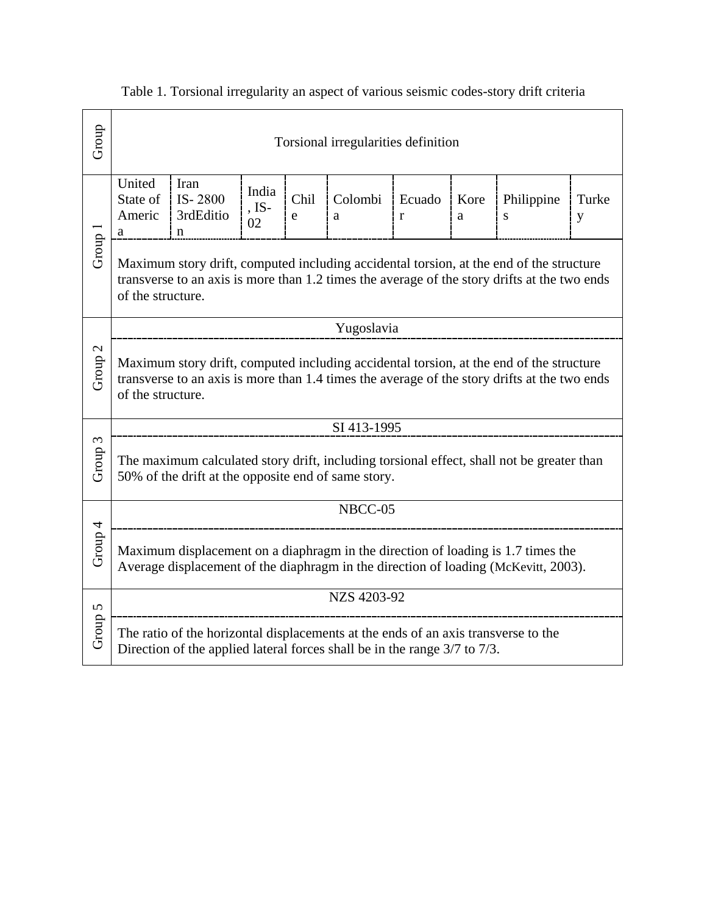Table 1. Torsional irregularity an aspect of various seismic codes-story drift criteria

| Group | Torsional irregularities definition |
|---|---|
| Group 1 | United State of America; Iran IS- 2800 3rdEdition; India, IS-02; Chile; Colombia; Ecuador; Korea; Philippines; Turkey |
| | Maximum story drift, computed including accidental torsion, at the end of the structure transverse to an axis is more than 1.2 times the average of the story drifts at the two ends of the structure. |
| Group 2 | Yugoslavia |
| | Maximum story drift, computed including accidental torsion, at the end of the structure transverse to an axis is more than 1.4 times the average of the story drifts at the two ends of the structure. |
| Group 3 | SI 413-1995 |
| | The maximum calculated story drift, including torsional effect, shall not be greater than 50% of the drift at the opposite end of same story. |
| Group 4 | NBCC-05 |
| | Maximum displacement on a diaphragm in the direction of loading is 1.7 times the Average displacement of the diaphragm in the direction of loading (McKevitt, 2003). |
| Group 5 | NZS 4203-92 |
| | The ratio of the horizontal displacements at the ends of an axis transverse to the Direction of the applied lateral forces shall be in the range 3/7 to 7/3. |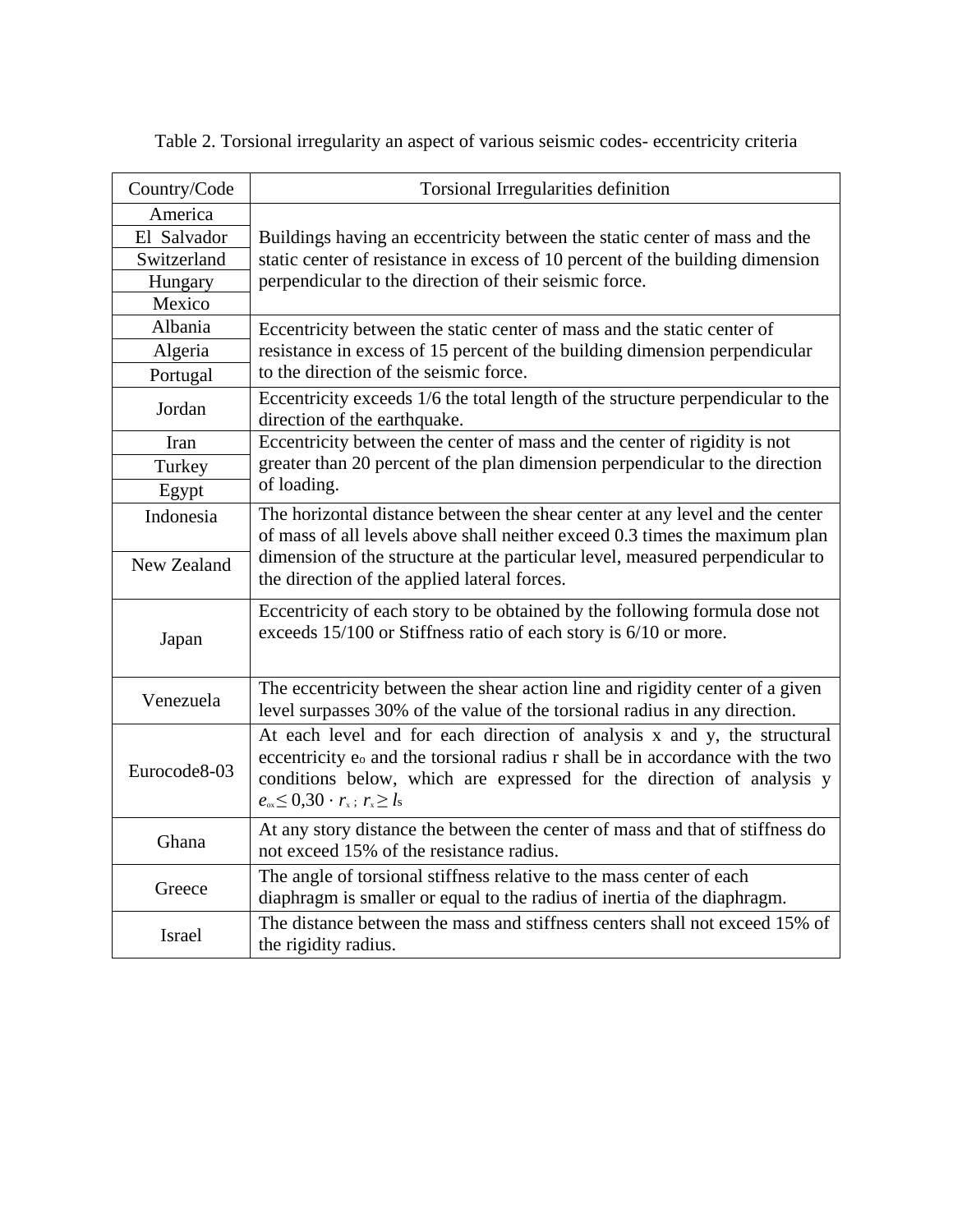Table 2. Torsional irregularity an aspect of various seismic codes- eccentricity criteria

| Country/Code | Torsional Irregularities definition |
|---|---|
| America | Buildings having an eccentricity between the static center of mass and the static center of resistance in excess of 10 percent of the building dimension perpendicular to the direction of their seismic force. |
| El Salvador | |
| Switzerland | |
| Hungary | |
| Mexico | |
| Albania | Eccentricity between the static center of mass and the static center of resistance in excess of 15 percent of the building dimension perpendicular to the direction of the seismic force. |
| Algeria | |
| Portugal | |
| Jordan | Eccentricity exceeds 1/6 the total length of the structure perpendicular to the direction of the earthquake. |
| Iran | Eccentricity between the center of mass and the center of rigidity is not greater than 20 percent of the plan dimension perpendicular to the direction of loading. |
| Turkey | |
| Egypt | |
| Indonesia | The horizontal distance between the shear center at any level and the center of mass of all levels above shall neither exceed 0.3 times the maximum plan dimension of the structure at the particular level, measured perpendicular to the direction of the applied lateral forces. |
| New Zealand | |
| Japan | Eccentricity of each story to be obtained by the following formula dose not exceeds 15/100 or Stiffness ratio of each story is 6/10 or more. |
| Venezuela | The eccentricity between the shear action line and rigidity center of a given level surpasses 30% of the value of the torsional radius in any direction. |
| Eurocode8-03 | At each level and for each direction of analysis x and y, the structural eccentricity $e_o$ and the torsional radius r shall be in accordance with the two conditions below, which are expressed for the direction of analysis y $e_{ox} \leq 0{,}30 \cdot r_x$ ; $r_x \geq l_s$ |
| Ghana | At any story distance the between the center of mass and that of stiffness do not exceed 15% of the resistance radius. |
| Greece | The angle of torsional stiffness relative to the mass center of each diaphragm is smaller or equal to the radius of inertia of the diaphragm. |
| Israel | The distance between the mass and stiffness centers shall not exceed 15% of the rigidity radius. |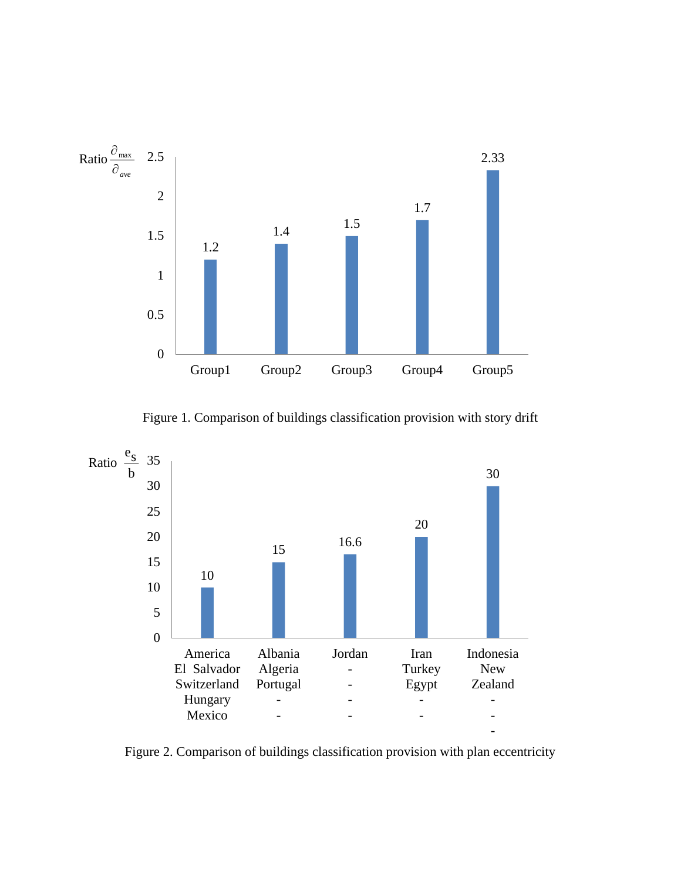| | Group1 | Group2 | Group3 | Group4 | Group5 |
|---|---|---|---|---|---|
| Ratio $\frac{\partial_{max}}{\partial_{ave}}$ | 1.2 | 1.4 | 1.5 | 1.7 | 2.33 |

Figure 1. Comparison of buildings classification provision with story drift

| | America, El Salvador, Switzerland, Hungary, Mexico | Albania, Algeria, Portugal | Jordan | Iran, Turkey, Egypt | Indonesia, New Zealand |
|---|---|---|---|---|---|
| Ratio $\frac{e_s}{b}$ | 10 | 15 | 16.6 | 20 | 30 |

Figure 2. Comparison of buildings classification provision with plan eccentricity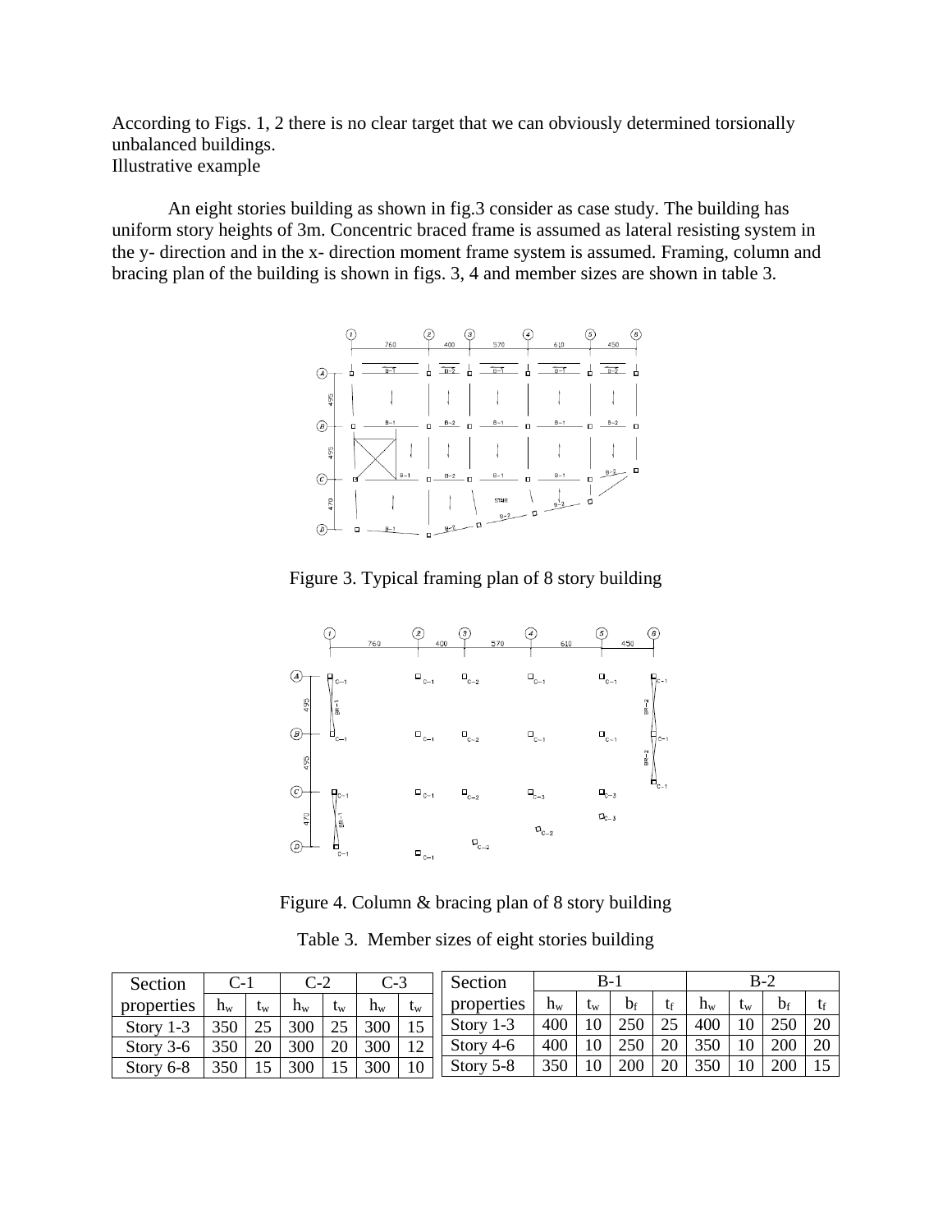According to Figs. 1, 2 there is no clear target that we can obviously determined torsionally unbalanced buildings.
Illustrative example

An eight stories building as shown in fig.3 consider as case study. The building has uniform story heights of 3m. Concentric braced frame is assumed as lateral resisting system in the y- direction and in the x- direction moment frame system is assumed. Framing, column and bracing plan of the building is shown in figs. 3, 4 and member sizes are shown in table 3.

Figure 3. Typical framing plan of 8 story building

Figure 4. Column & bracing plan of 8 story building

Table 3. Member sizes of eight stories building

| Section properties | C-1 | | C-2 | | C-3 | |
|---|---|---|---|---|---|---|
| | $h_w$ | $t_w$ | $h_w$ | $t_w$ | $h_w$ | $t_w$ |
| Story 1-3 | 350 | 25 | 300 | 25 | 300 | 15 |
| Story 3-6 | 350 | 20 | 300 | 20 | 300 | 12 |
| Story 6-8 | 350 | 15 | 300 | 15 | 300 | 10 |

| Section properties | B-1 | | | | B-2 | | | |
|---|---|---|---|---|---|---|---|---|
| | $h_w$ | $t_w$ | $b_f$ | $t_f$ | $h_w$ | $t_w$ | $b_f$ | $t_f$ |
| Story 1-3 | 400 | 10 | 250 | 25 | 400 | 10 | 250 | 20 |
| Story 4-6 | 400 | 10 | 250 | 20 | 350 | 10 | 200 | 20 |
| Story 5-8 | 350 | 10 | 200 | 20 | 350 | 10 | 200 | 15 |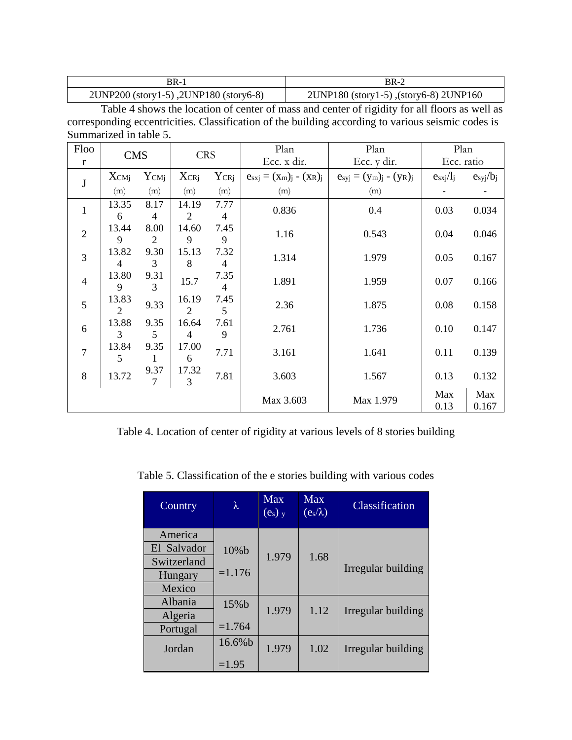| BR-1 | BR-2 |
|---|---|
| 2UNP200 (story1-5) ,2UNP180 (story6-8) | 2UNP180 (story1-5) ,(story6-8) 2UNP160 |

Table 4 shows the location of center of mass and center of rigidity for all floors as well as corresponding eccentricities. Classification of the building according to various seismic codes is Summarized in table 5.

| Floor | CMS | | CRS | | Plan Ecc. x dir. | Plan Ecc. y dir. | Plan Ecc. ratio | |
|---|---|---|---|---|---|---|---|---|
| J | $X_{CMj}$ (m) | $Y_{CMj}$ (m) | $X_{CRj}$ (m) | $Y_{CRj}$ (m) | $e_{sxj} = (x_m)_j - (x_R)_j$ (m) | $e_{syj} = (y_m)_j - (y_R)_j$ (m) | $e_{sxj}/l_j$ - | $e_{syj}/b_j$ - |
| 1 | 13.356 | 8.174 | 14.192 | 7.774 | 0.836 | 0.4 | 0.03 | 0.034 |
| 2 | 13.449 | 8.002 | 14.609 | 7.459 | 1.16 | 0.543 | 0.04 | 0.046 |
| 3 | 13.824 | 9.303 | 15.138 | 7.324 | 1.314 | 1.979 | 0.05 | 0.167 |
| 4 | 13.809 | 9.313 | 15.7 | 7.354 | 1.891 | 1.959 | 0.07 | 0.166 |
| 5 | 13.832 | 9.33 | 16.192 | 7.455 | 2.36 | 1.875 | 0.08 | 0.158 |
| 6 | 13.883 | 9.355 | 16.644 | 7.619 | 2.761 | 1.736 | 0.10 | 0.147 |
| 7 | 13.845 | 9.351 | 17.006 | 7.71 | 3.161 | 1.641 | 0.11 | 0.139 |
| 8 | 13.72 | 9.377 | 17.323 | 7.81 | 3.603 | 1.567 | 0.13 | 0.132 |
| | | | | | Max 3.603 | Max 1.979 | Max 0.13 | Max 0.167 |

Table 4. Location of center of rigidity at various levels of 8 stories building

Table 5. Classification of the e stories building with various codes

| Country | λ | Max $(e_s)_y$ | Max $(e_s/\lambda)$ | Classification |
|---|---|---|---|---|
| America, El Salvador, Switzerland, Hungary, Mexico | 10%b =1.176 | 1.979 | 1.68 | Irregular building |
| Albania, Algeria, Portugal | 15%b =1.764 | 1.979 | 1.12 | Irregular building |
| Jordan | 16.6%b =1.95 | 1.979 | 1.02 | Irregular building |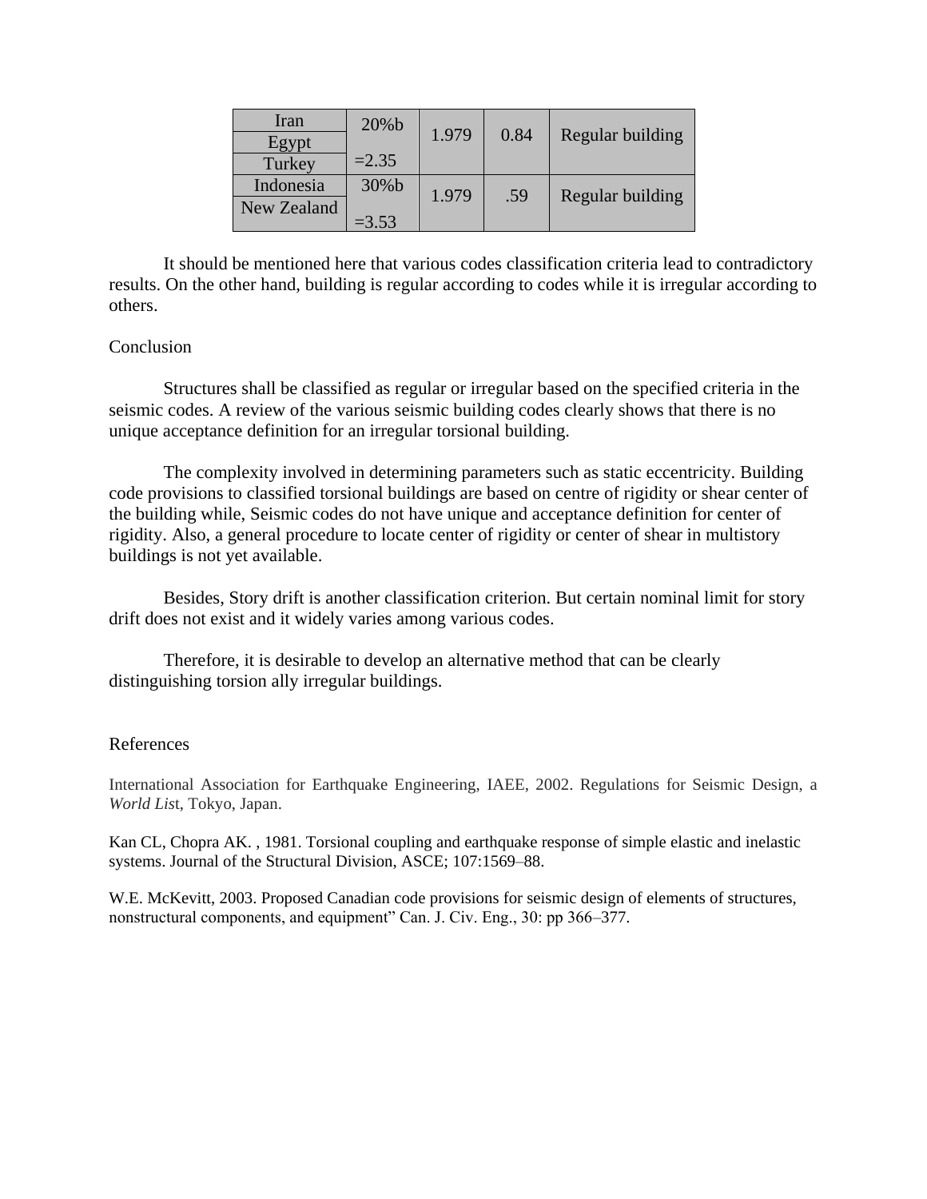| | | | | |
|---|---|---|---|---|
| Iran<br>Egypt<br>Turkey | 20%b<br><br>=2.35 | 1.979 | 0.84 | Regular building |
| Indonesia<br>New Zealand | 30%b<br><br>=3.53 | 1.979 | .59 | Regular building |

It should be mentioned here that various codes classification criteria lead to contradictory results. On the other hand, building is regular according to codes while it is irregular according to others.

## Conclusion

Structures shall be classified as regular or irregular based on the specified criteria in the seismic codes. A review of the various seismic building codes clearly shows that there is no unique acceptance definition for an irregular torsional building.

The complexity involved in determining parameters such as static eccentricity. Building code provisions to classified torsional buildings are based on centre of rigidity or shear center of the building while, Seismic codes do not have unique and acceptance definition for center of rigidity. Also, a general procedure to locate center of rigidity or center of shear in multistory buildings is not yet available.

Besides, Story drift is another classification criterion. But certain nominal limit for story drift does not exist and it widely varies among various codes.

Therefore, it is desirable to develop an alternative method that can be clearly distinguishing torsion ally irregular buildings.

## References

International Association for Earthquake Engineering, IAEE, 2002. Regulations for Seismic Design, a *World List*, Tokyo, Japan.

Kan CL, Chopra AK. , 1981. Torsional coupling and earthquake response of simple elastic and inelastic systems. Journal of the Structural Division, ASCE; 107:1569–88.

W.E. McKevitt, 2003. Proposed Canadian code provisions for seismic design of elements of structures, nonstructural components, and equipment" Can. J. Civ. Eng., 30: pp 366–377.